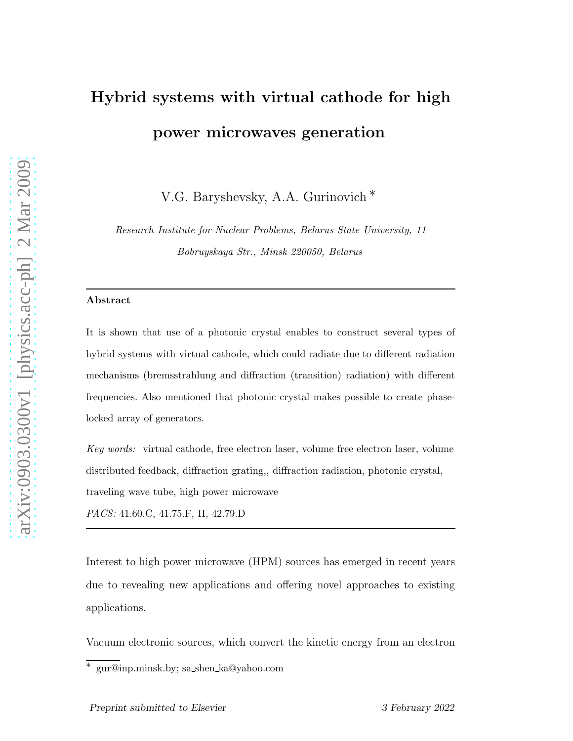# Hybrid systems with virtual cathode for high power microwaves generation

V.G. Baryshevsky, A.A. Gurinovich *

*Research Institute for Nuclear Problems, Belarus State University, 11 Bobruyskaya Str., Minsk 220050, Belarus*

---

**Abstract**

It is shown that use of a photonic crystal enables to construct several types of hybrid systems with virtual cathode, which could radiate due to different radiation mechanisms (bremsstrahlung and diffraction (transition) radiation) with different frequencies. Also mentioned that photonic crystal makes possible to create phase-locked array of generators.

*Key words:* virtual cathode, free electron laser, volume free electron laser, volume distributed feedback, diffraction grating,, diffraction radiation, photonic crystal, traveling wave tube, high power microwave

*PACS:* 41.60.C, 41.75.F, H, 42.79.D

---

Interest to high power microwave (HPM) sources has emerged in recent years due to revealing new applications and offering novel approaches to existing applications.

Vacuum electronic sources, which convert the kinetic energy from an electron

* gur@inp.minsk.by; sa_shen_ka@yahoo.com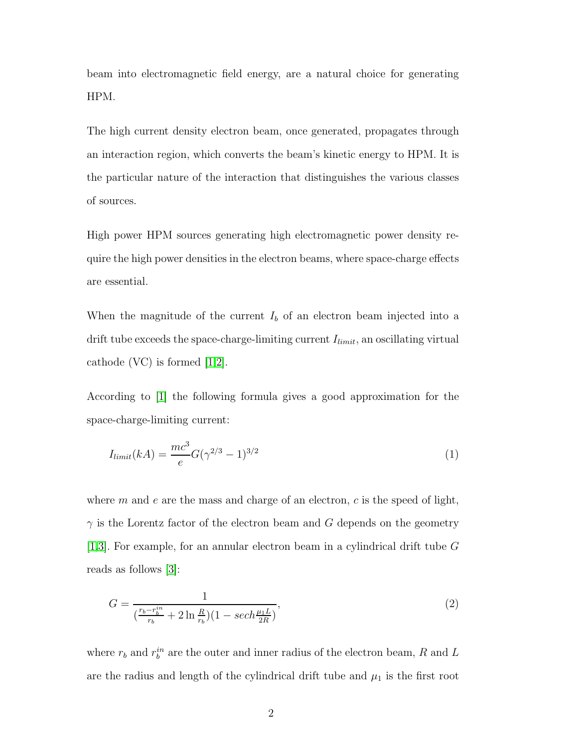beam into electromagnetic field energy, are a natural choice for generating HPM.

The high current density electron beam, once generated, propagates through an interaction region, which converts the beam's kinetic energy to HPM. It is the particular nature of the interaction that distinguishes the various classes of sources.

High power HPM sources generating high electromagnetic power density require the high power densities in the electron beams, where space-charge effects are essential.

When the magnitude of the current $I_b$ of an electron beam injected into a drift tube exceeds the space-charge-limiting current $I_{limit}$, an oscillating virtual cathode (VC) is formed [1,2].

According to [1] the following formula gives a good approximation for the space-charge-limiting current:

$$I_{limit}(kA) = \frac{mc^3}{e} G (\gamma^{2/3} - 1)^{3/2} \tag{1}$$

where $m$ and $e$ are the mass and charge of an electron, $c$ is the speed of light, $\gamma$ is the Lorentz factor of the electron beam and $G$ depends on the geometry [1,3]. For example, for an annular electron beam in a cylindrical drift tube $G$ reads as follows [3]:

$$G = \frac{1}{(\frac{r_b - r_b^{in}}{r_b} + 2 \ln \frac{R}{r_b})(1 - sech \frac{\mu_1 L}{2R})}, \tag{2}$$

where $r_b$ and $r_b^{in}$ are the outer and inner radius of the electron beam, $R$ and $L$ are the radius and length of the cylindrical drift tube and $\mu_1$ is the first root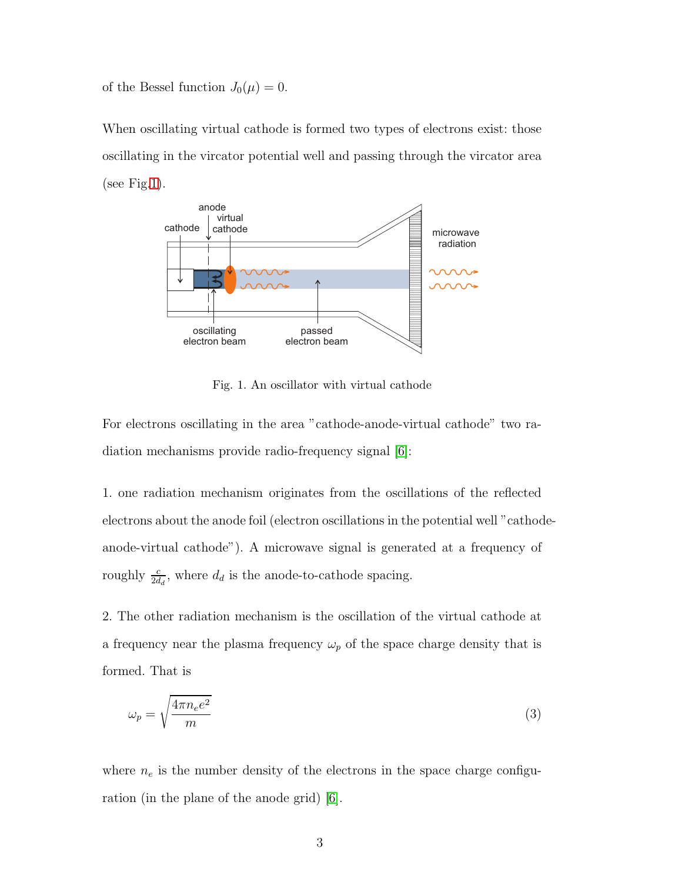of the Bessel function $J_0(\mu) = 0$.

When oscillating virtual cathode is formed two types of electrons exist: those oscillating in the vircator potential well and passing through the vircator area (see Fig.1).

Fig. 1. An oscillator with virtual cathode

For electrons oscillating in the area "cathode-anode-virtual cathode" two radiation mechanisms provide radio-frequency signal [6]:

1. one radiation mechanism originates from the oscillations of the reflected electrons about the anode foil (electron oscillations in the potential well "cathode-anode-virtual cathode"). A microwave signal is generated at a frequency of roughly $\frac{c}{2d_d}$, where $d_d$ is the anode-to-cathode spacing.

2. The other radiation mechanism is the oscillation of the virtual cathode at a frequency near the plasma frequency $\omega_p$ of the space charge density that is formed. That is

$$\omega_p = \sqrt{\frac{4\pi n_e e^2}{m}} \tag{3}$$

where $n_e$ is the number density of the electrons in the space charge configuration (in the plane of the anode grid) [6].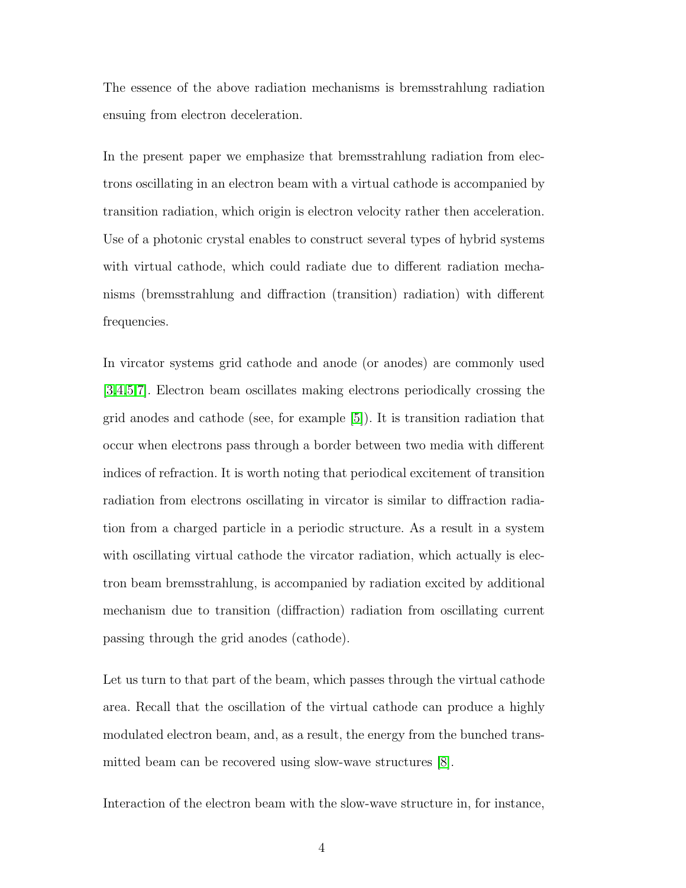The essence of the above radiation mechanisms is bremsstrahlung radiation ensuing from electron deceleration.

In the present paper we emphasize that bremsstrahlung radiation from electrons oscillating in an electron beam with a virtual cathode is accompanied by transition radiation, which origin is electron velocity rather then acceleration. Use of a photonic crystal enables to construct several types of hybrid systems with virtual cathode, which could radiate due to different radiation mechanisms (bremsstrahlung and diffraction (transition) radiation) with different frequencies.

In vircator systems grid cathode and anode (or anodes) are commonly used [3,4,5,7]. Electron beam oscillates making electrons periodically crossing the grid anodes and cathode (see, for example [5]). It is transition radiation that occur when electrons pass through a border between two media with different indices of refraction. It is worth noting that periodical excitement of transition radiation from electrons oscillating in vircator is similar to diffraction radiation from a charged particle in a periodic structure. As a result in a system with oscillating virtual cathode the vircator radiation, which actually is electron beam bremsstrahlung, is accompanied by radiation excited by additional mechanism due to transition (diffraction) radiation from oscillating current passing through the grid anodes (cathode).

Let us turn to that part of the beam, which passes through the virtual cathode area. Recall that the oscillation of the virtual cathode can produce a highly modulated electron beam, and, as a result, the energy from the bunched transmitted beam can be recovered using slow-wave structures [8].

Interaction of the electron beam with the slow-wave structure in, for instance,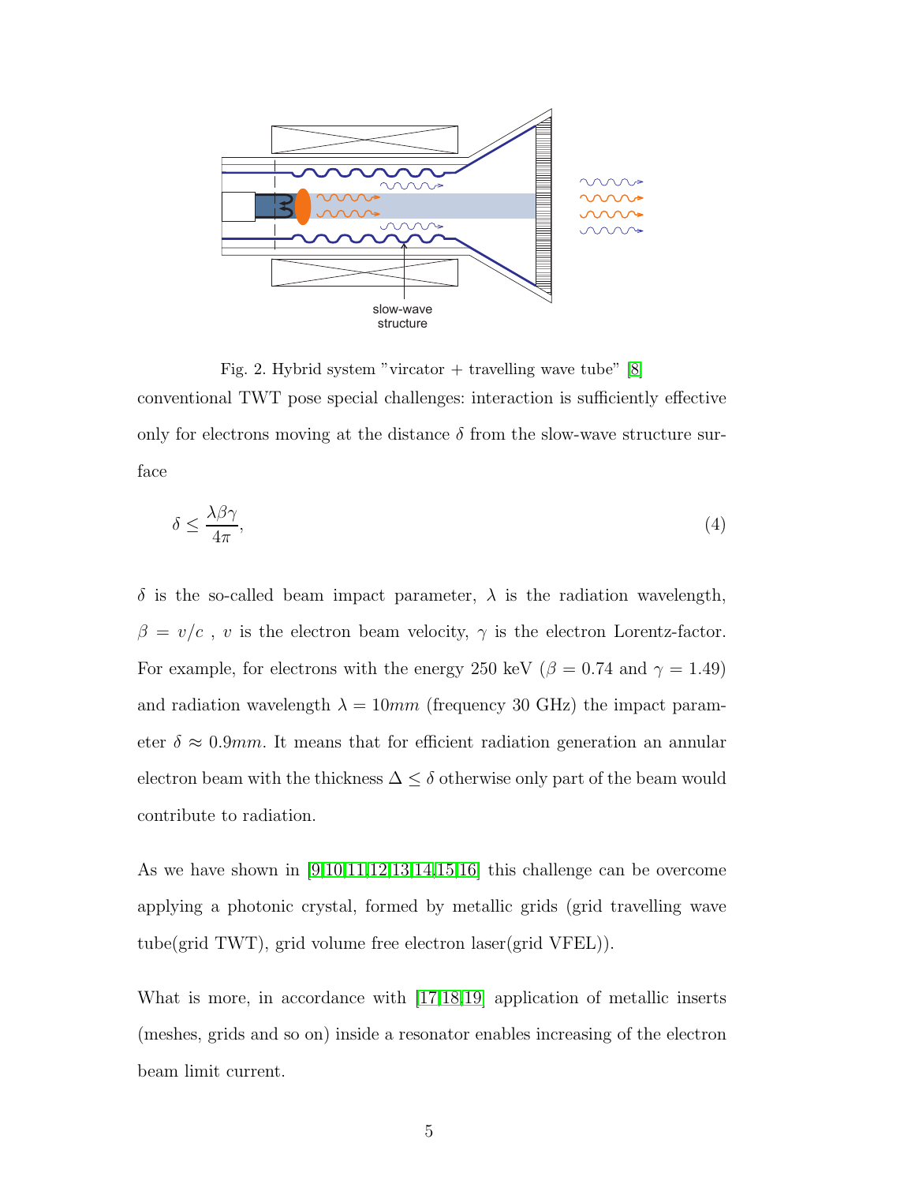Fig. 2. Hybrid system "vircator + travelling wave tube" [8]

conventional TWT pose special challenges: interaction is sufficiently effective only for electrons moving at the distance $\delta$ from the slow-wave structure surface

$$\delta \leq \frac{\lambda\beta\gamma}{4\pi}, \tag{4}$$

$\delta$ is the so-called beam impact parameter, $\lambda$ is the radiation wavelength, $\beta = v/c$ , $v$ is the electron beam velocity, $\gamma$ is the electron Lorentz-factor. For example, for electrons with the energy 250 keV ($\beta = 0.74$ and $\gamma = 1.49$) and radiation wavelength $\lambda = 10mm$ (frequency 30 GHz) the impact parameter $\delta \approx 0.9mm$. It means that for efficient radiation generation an annular electron beam with the thickness $\Delta \leq \delta$ otherwise only part of the beam would contribute to radiation.

As we have shown in [9,10,11,12,13,14,15,16] this challenge can be overcome applying a photonic crystal, formed by metallic grids (grid travelling wave tube(grid TWT), grid volume free electron laser(grid VFEL)).

What is more, in accordance with [17,18,19] application of metallic inserts (meshes, grids and so on) inside a resonator enables increasing of the electron beam limit current.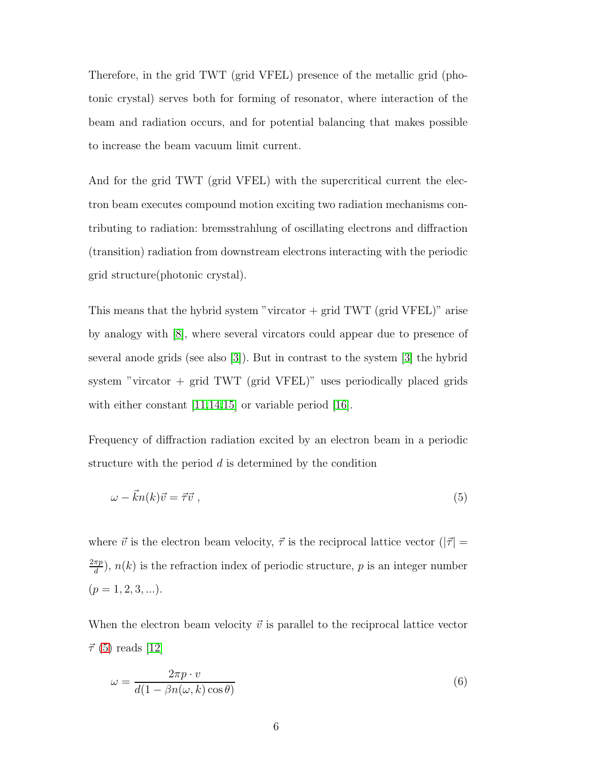Therefore, in the grid TWT (grid VFEL) presence of the metallic grid (photonic crystal) serves both for forming of resonator, where interaction of the beam and radiation occurs, and for potential balancing that makes possible to increase the beam vacuum limit current.

And for the grid TWT (grid VFEL) with the supercritical current the electron beam executes compound motion exciting two radiation mechanisms contributing to radiation: bremsstrahlung of oscillating electrons and diffraction (transition) radiation from downstream electrons interacting with the periodic grid structure(photonic crystal).

This means that the hybrid system "vircator + grid TWT (grid VFEL)" arise by analogy with [8], where several vircators could appear due to presence of several anode grids (see also [3]). But in contrast to the system [3] the hybrid system "vircator + grid TWT (grid VFEL)" uses periodically placed grids with either constant [11,14,15] or variable period [16].

Frequency of diffraction radiation excited by an electron beam in a periodic structure with the period $d$ is determined by the condition

$$\omega - \vec{k}n(k)\vec{v} = \vec{\tau}\vec{v} \ , \tag{5}$$

where $\vec{v}$ is the electron beam velocity, $\vec{\tau}$ is the reciprocal lattice vector ($|\vec{\tau}| = \frac{2\pi p}{d}$), $n(k)$ is the refraction index of periodic structure, $p$ is an integer number ($p = 1, 2, 3, ...$).

When the electron beam velocity $\vec{v}$ is parallel to the reciprocal lattice vector $\vec{\tau}$ (5) reads [12]

$$\omega = \frac{2\pi p \cdot v}{d(1 - \beta n(\omega, k)\cos\theta)} \tag{6}$$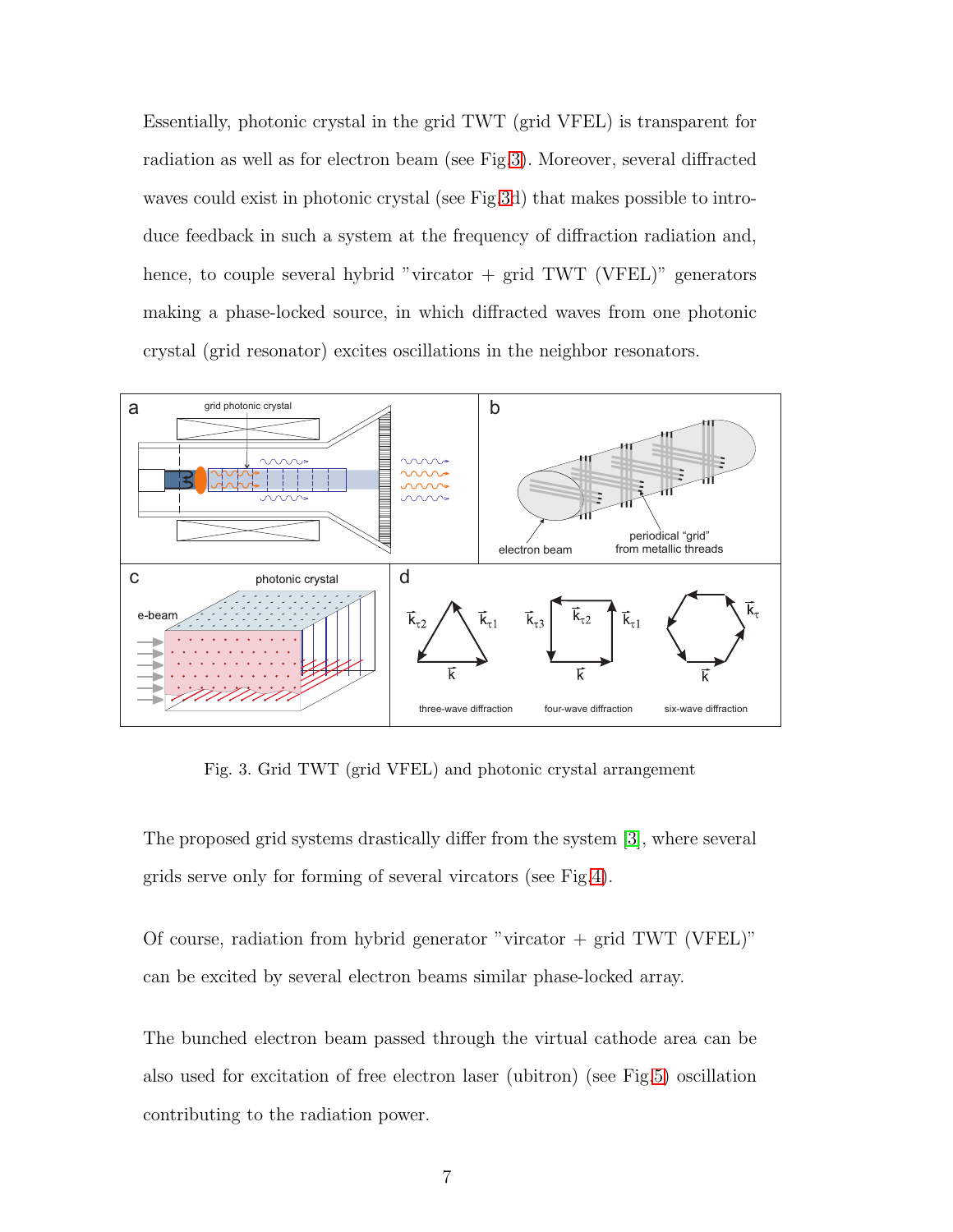Essentially, photonic crystal in the grid TWT (grid VFEL) is transparent for radiation as well as for electron beam (see Fig.3). Moreover, several diffracted waves could exist in photonic crystal (see Fig.3d) that makes possible to introduce feedback in such a system at the frequency of diffraction radiation and, hence, to couple several hybrid "vircator + grid TWT (VFEL)" generators making a phase-locked source, in which diffracted waves from one photonic crystal (grid resonator) excites oscillations in the neighbor resonators.

Fig. 3. Grid TWT (grid VFEL) and photonic crystal arrangement

The proposed grid systems drastically differ from the system [3], where several grids serve only for forming of several vircators (see Fig.4).

Of course, radiation from hybrid generator "vircator + grid TWT (VFEL)" can be excited by several electron beams similar phase-locked array.

The bunched electron beam passed through the virtual cathode area can be also used for excitation of free electron laser (ubitron) (see Fig.5) oscillation contributing to the radiation power.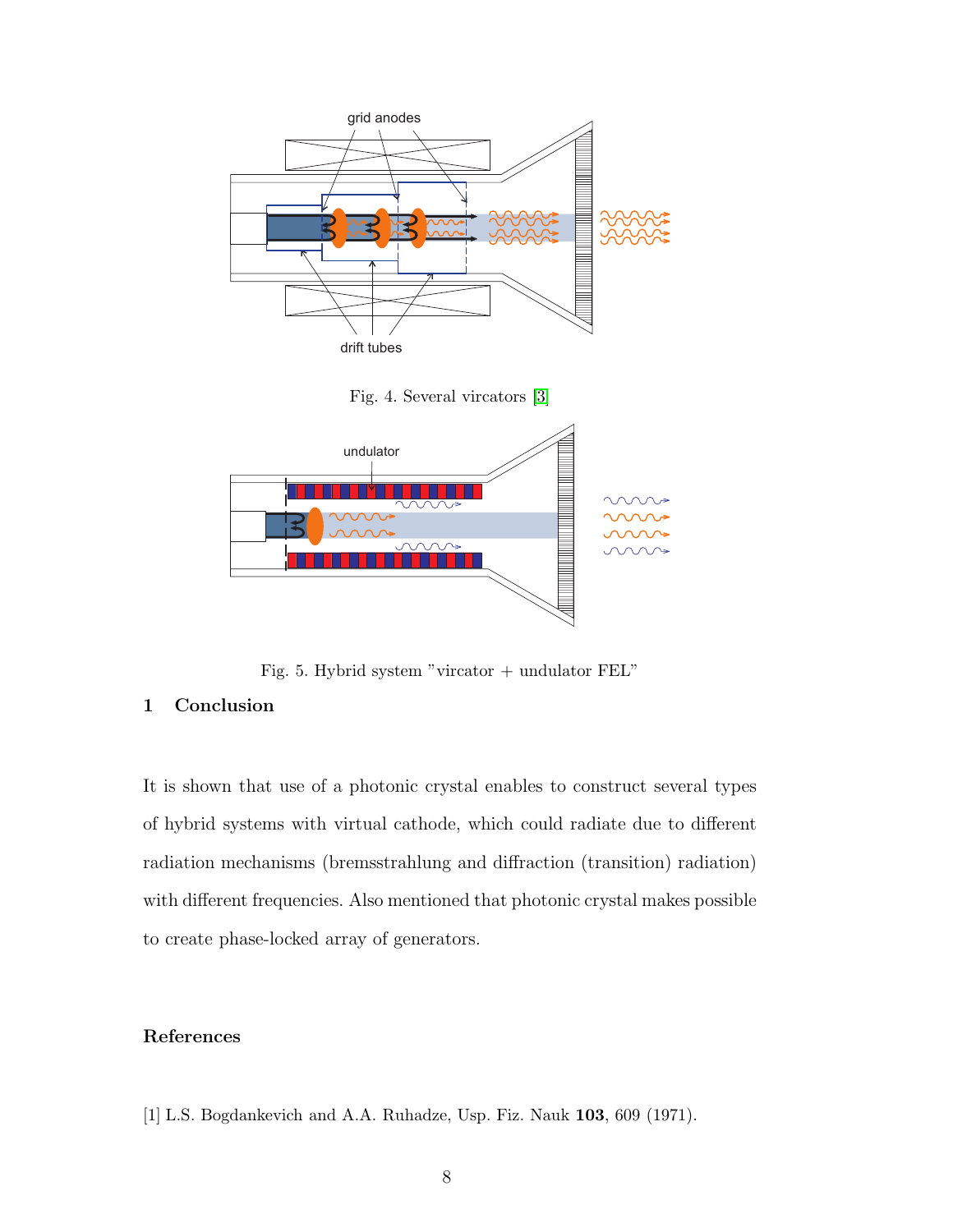Fig. 4. Several vircators [3]

Fig. 5. Hybrid system "vircator + undulator FEL"

## 1 Conclusion

It is shown that use of a photonic crystal enables to construct several types of hybrid systems with virtual cathode, which could radiate due to different radiation mechanisms (bremsstrahlung and diffraction (transition) radiation) with different frequencies. Also mentioned that photonic crystal makes possible to create phase-locked array of generators.

## References

[1] L.S. Bogdankevich and A.A. Ruhadze, Usp. Fiz. Nauk **103**, 609 (1971).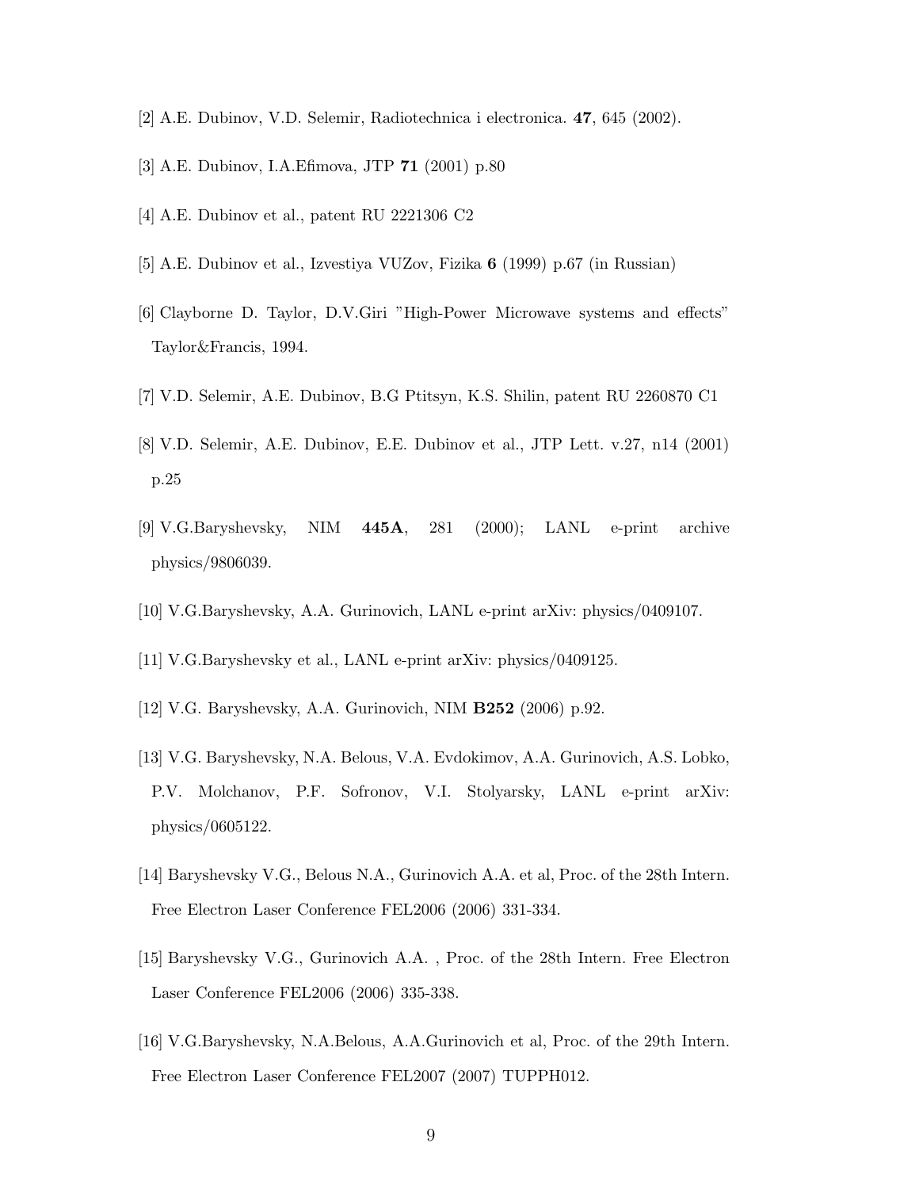[2] A.E. Dubinov, V.D. Selemir, Radiotechnica i electronica. **47**, 645 (2002).

[3] A.E. Dubinov, I.A.Efimova, JTP **71** (2001) p.80

[4] A.E. Dubinov et al., patent RU 2221306 C2

[5] A.E. Dubinov et al., Izvestiya VUZov, Fizika **6** (1999) p.67 (in Russian)

[6] Clayborne D. Taylor, D.V.Giri "High-Power Microwave systems and effects" Taylor&Francis, 1994.

[7] V.D. Selemir, A.E. Dubinov, B.G Ptitsyn, K.S. Shilin, patent RU 2260870 C1

[8] V.D. Selemir, A.E. Dubinov, E.E. Dubinov et al., JTP Lett. v.27, n14 (2001) p.25

[9] V.G.Baryshevsky, NIM **445A**, 281 (2000); LANL e-print archive physics/9806039.

[10] V.G.Baryshevsky, A.A. Gurinovich, LANL e-print arXiv: physics/0409107.

[11] V.G.Baryshevsky et al., LANL e-print arXiv: physics/0409125.

[12] V.G. Baryshevsky, A.A. Gurinovich, NIM **B252** (2006) p.92.

[13] V.G. Baryshevsky, N.A. Belous, V.A. Evdokimov, A.A. Gurinovich, A.S. Lobko, P.V. Molchanov, P.F. Sofronov, V.I. Stolyarsky, LANL e-print arXiv: physics/0605122.

[14] Baryshevsky V.G., Belous N.A., Gurinovich A.A. et al, Proc. of the 28th Intern. Free Electron Laser Conference FEL2006 (2006) 331-334.

[15] Baryshevsky V.G., Gurinovich A.A. , Proc. of the 28th Intern. Free Electron Laser Conference FEL2006 (2006) 335-338.

[16] V.G.Baryshevsky, N.A.Belous, A.A.Gurinovich et al, Proc. of the 29th Intern. Free Electron Laser Conference FEL2007 (2007) TUPPH012.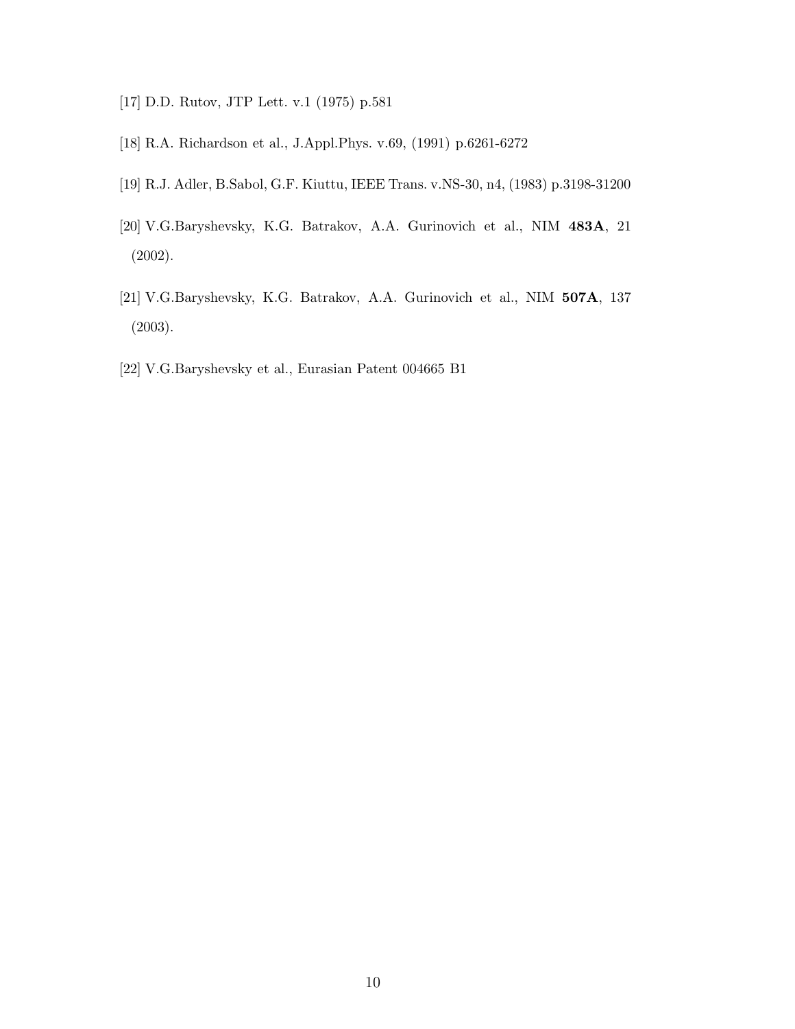[17] D.D. Rutov, JTP Lett. v.1 (1975) p.581

[18] R.A. Richardson et al., J.Appl.Phys. v.69, (1991) p.6261-6272

[19] R.J. Adler, B.Sabol, G.F. Kiuttu, IEEE Trans. v.NS-30, n4, (1983) p.3198-31200

[20] V.G.Baryshevsky, K.G. Batrakov, A.A. Gurinovich et al., NIM **483A**, 21 (2002).

[21] V.G.Baryshevsky, K.G. Batrakov, A.A. Gurinovich et al., NIM **507A**, 137 (2003).

[22] V.G.Baryshevsky et al., Eurasian Patent 004665 B1